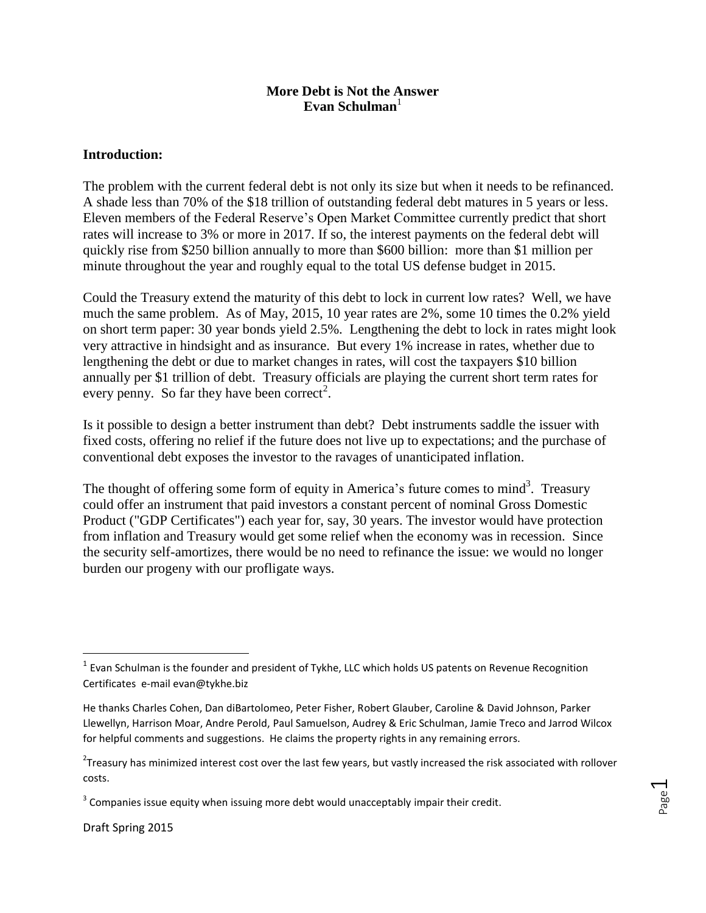# More Debt is Not the Answer

**Evan Schulman**[1]

## Introduction:

The problem with the current federal debt is not only its size but when it needs to be refinanced. A shade less than 70% of the $18 trillion of outstanding federal debt matures in 5 years or less. Eleven members of the Federal Reserve's Open Market Committee currently predict that short rates will increase to 3% or more in 2017. If so, the interest payments on the federal debt will quickly rise from $250 billion annually to more than $600 billion: more than $1 million per minute throughout the year and roughly equal to the total US defense budget in 2015.

Could the Treasury extend the maturity of this debt to lock in current low rates? Well, we have much the same problem. As of May, 2015, 10 year rates are 2%, some 10 times the 0.2% yield on short term paper: 30 year bonds yield 2.5%. Lengthening the debt to lock in rates might look very attractive in hindsight and as insurance. But every 1% increase in rates, whether due to lengthening the debt or due to market changes in rates, will cost the taxpayers $10 billion annually per $1 trillion of debt. Treasury officials are playing the current short term rates for every penny. So far they have been correct[2].

Is it possible to design a better instrument than debt? Debt instruments saddle the issuer with fixed costs, offering no relief if the future does not live up to expectations; and the purchase of conventional debt exposes the investor to the ravages of unanticipated inflation.

The thought of offering some form of equity in America's future comes to mind[3]. Treasury could offer an instrument that paid investors a constant percent of nominal Gross Domestic Product ("GDP Certificates") each year for, say, 30 years. The investor would have protection from inflation and Treasury would get some relief when the economy was in recession. Since the security self-amortizes, there would be no need to refinance the issue: we would no longer burden our progeny with our profligate ways.

---

[1] Evan Schulman is the founder and president of Tykhe, LLC which holds US patents on Revenue Recognition Certificates e-mail evan@tykhe.biz

He thanks Charles Cohen, Dan diBartolomeo, Peter Fisher, Robert Glauber, Caroline & David Johnson, Parker Llewellyn, Harrison Moar, Andre Perold, Paul Samuelson, Audrey & Eric Schulman, Jamie Treco and Jarrod Wilcox for helpful comments and suggestions. He claims the property rights in any remaining errors.

[2] Treasury has minimized interest cost over the last few years, but vastly increased the risk associated with rollover costs.

[3] Companies issue equity when issuing more debt would unacceptably impair their credit.

Draft Spring 2015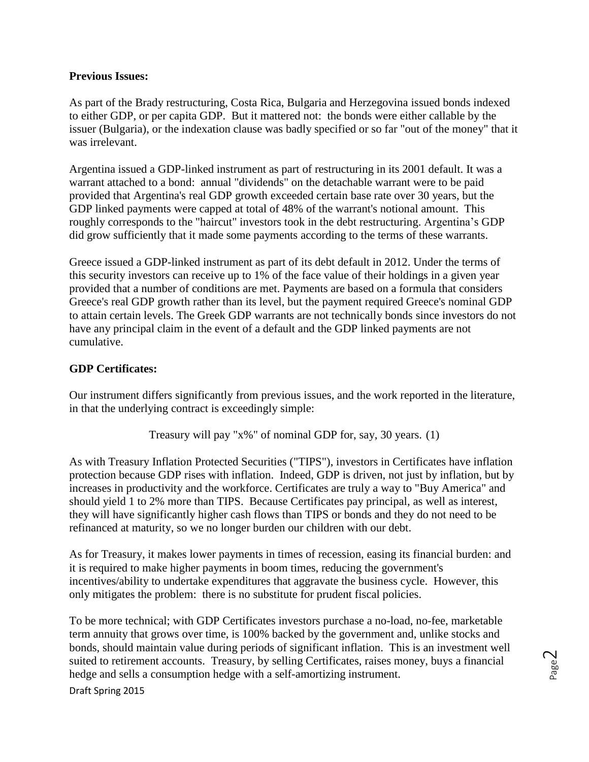**Previous Issues:**

As part of the Brady restructuring, Costa Rica, Bulgaria and Herzegovina issued bonds indexed to either GDP, or per capita GDP. But it mattered not: the bonds were either callable by the issuer (Bulgaria), or the indexation clause was badly specified or so far "out of the money" that it was irrelevant.

Argentina issued a GDP-linked instrument as part of restructuring in its 2001 default. It was a warrant attached to a bond: annual "dividends" on the detachable warrant were to be paid provided that Argentina's real GDP growth exceeded certain base rate over 30 years, but the GDP linked payments were capped at total of 48% of the warrant's notional amount. This roughly corresponds to the "haircut" investors took in the debt restructuring. Argentina's GDP did grow sufficiently that it made some payments according to the terms of these warrants.

Greece issued a GDP-linked instrument as part of its debt default in 2012. Under the terms of this security investors can receive up to 1% of the face value of their holdings in a given year provided that a number of conditions are met. Payments are based on a formula that considers Greece's real GDP growth rather than its level, but the payment required Greece's nominal GDP to attain certain levels. The Greek GDP warrants are not technically bonds since investors do not have any principal claim in the event of a default and the GDP linked payments are not cumulative.

**GDP Certificates:**

Our instrument differs significantly from previous issues, and the work reported in the literature, in that the underlying contract is exceedingly simple:

Treasury will pay "x%" of nominal GDP for, say, 30 years. (1)

As with Treasury Inflation Protected Securities ("TIPS"), investors in Certificates have inflation protection because GDP rises with inflation. Indeed, GDP is driven, not just by inflation, but by increases in productivity and the workforce. Certificates are truly a way to "Buy America" and should yield 1 to 2% more than TIPS. Because Certificates pay principal, as well as interest, they will have significantly higher cash flows than TIPS or bonds and they do not need to be refinanced at maturity, so we no longer burden our children with our debt.

As for Treasury, it makes lower payments in times of recession, easing its financial burden: and it is required to make higher payments in boom times, reducing the government's incentives/ability to undertake expenditures that aggravate the business cycle. However, this only mitigates the problem: there is no substitute for prudent fiscal policies.

To be more technical; with GDP Certificates investors purchase a no-load, no-fee, marketable term annuity that grows over time, is 100% backed by the government and, unlike stocks and bonds, should maintain value during periods of significant inflation. This is an investment well suited to retirement accounts. Treasury, by selling Certificates, raises money, buys a financial hedge and sells a consumption hedge with a self-amortizing instrument.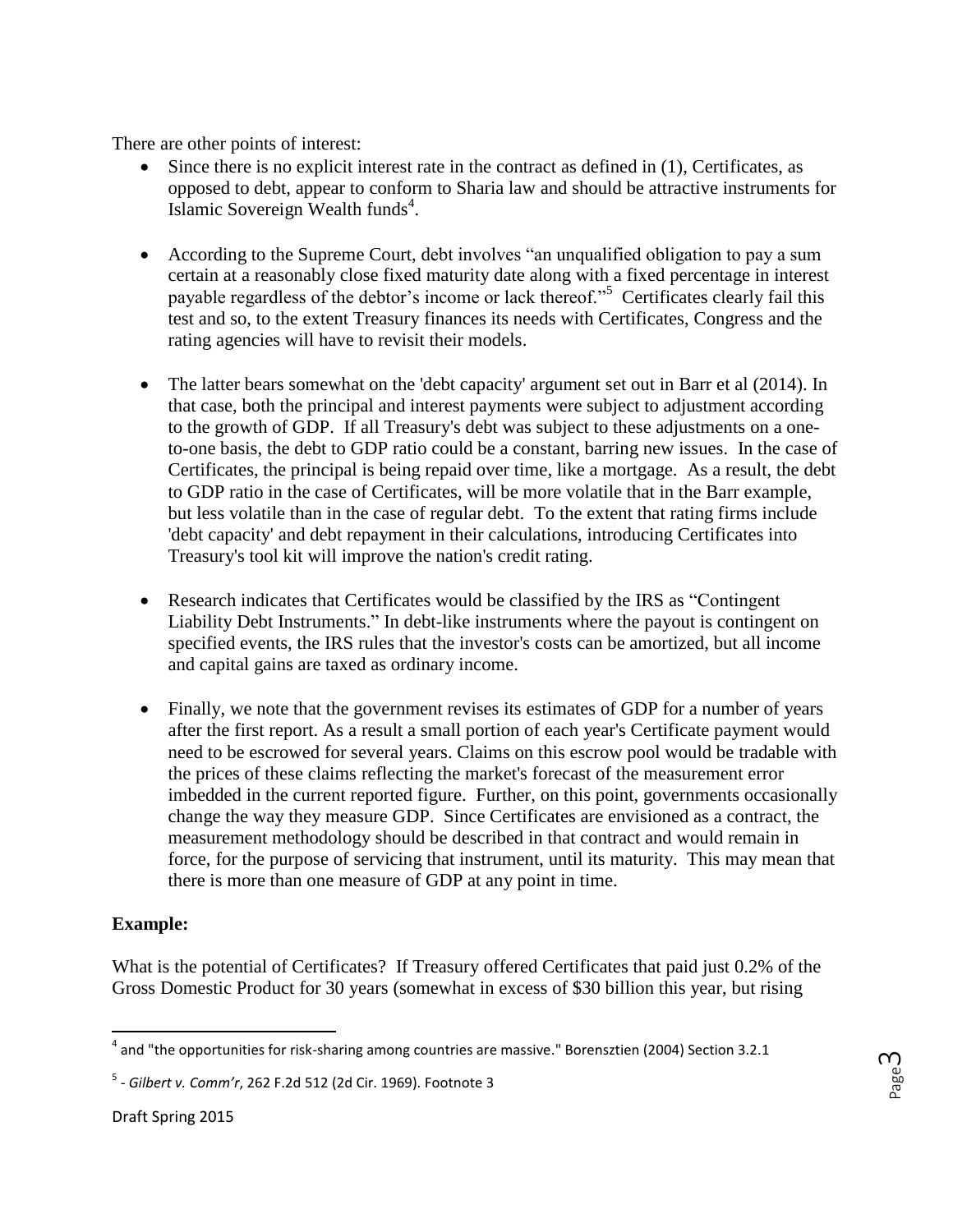There are other points of interest:

- Since there is no explicit interest rate in the contract as defined in (1), Certificates, as opposed to debt, appear to conform to Sharia law and should be attractive instruments for Islamic Sovereign Wealth funds[4].

- According to the Supreme Court, debt involves "an unqualified obligation to pay a sum certain at a reasonably close fixed maturity date along with a fixed percentage in interest payable regardless of the debtor's income or lack thereof."[5] Certificates clearly fail this test and so, to the extent Treasury finances its needs with Certificates, Congress and the rating agencies will have to revisit their models.

- The latter bears somewhat on the 'debt capacity' argument set out in Barr et al (2014). In that case, both the principal and interest payments were subject to adjustment according to the growth of GDP. If all Treasury's debt was subject to these adjustments on a one-to-one basis, the debt to GDP ratio could be a constant, barring new issues. In the case of Certificates, the principal is being repaid over time, like a mortgage. As a result, the debt to GDP ratio in the case of Certificates, will be more volatile that in the Barr example, but less volatile than in the case of regular debt. To the extent that rating firms include 'debt capacity' and debt repayment in their calculations, introducing Certificates into Treasury's tool kit will improve the nation's credit rating.

- Research indicates that Certificates would be classified by the IRS as "Contingent Liability Debt Instruments." In debt-like instruments where the payout is contingent on specified events, the IRS rules that the investor's costs can be amortized, but all income and capital gains are taxed as ordinary income.

- Finally, we note that the government revises its estimates of GDP for a number of years after the first report. As a result a small portion of each year's Certificate payment would need to be escrowed for several years. Claims on this escrow pool would be tradable with the prices of these claims reflecting the market's forecast of the measurement error imbedded in the current reported figure. Further, on this point, governments occasionally change the way they measure GDP. Since Certificates are envisioned as a contract, the measurement methodology should be described in that contract and would remain in force, for the purpose of servicing that instrument, until its maturity. This may mean that there is more than one measure of GDP at any point in time.

**Example:**

What is the potential of Certificates? If Treasury offered Certificates that paid just 0.2% of the Gross Domestic Product for 30 years (somewhat in excess of \$30 billion this year, but rising

---

[4] and "the opportunities for risk-sharing among countries are massive." Borensztien (2004) Section 3.2.1

[5] - *Gilbert v. Comm'r*, 262 F.2d 512 (2d Cir. 1969). Footnote 3

Draft Spring 2015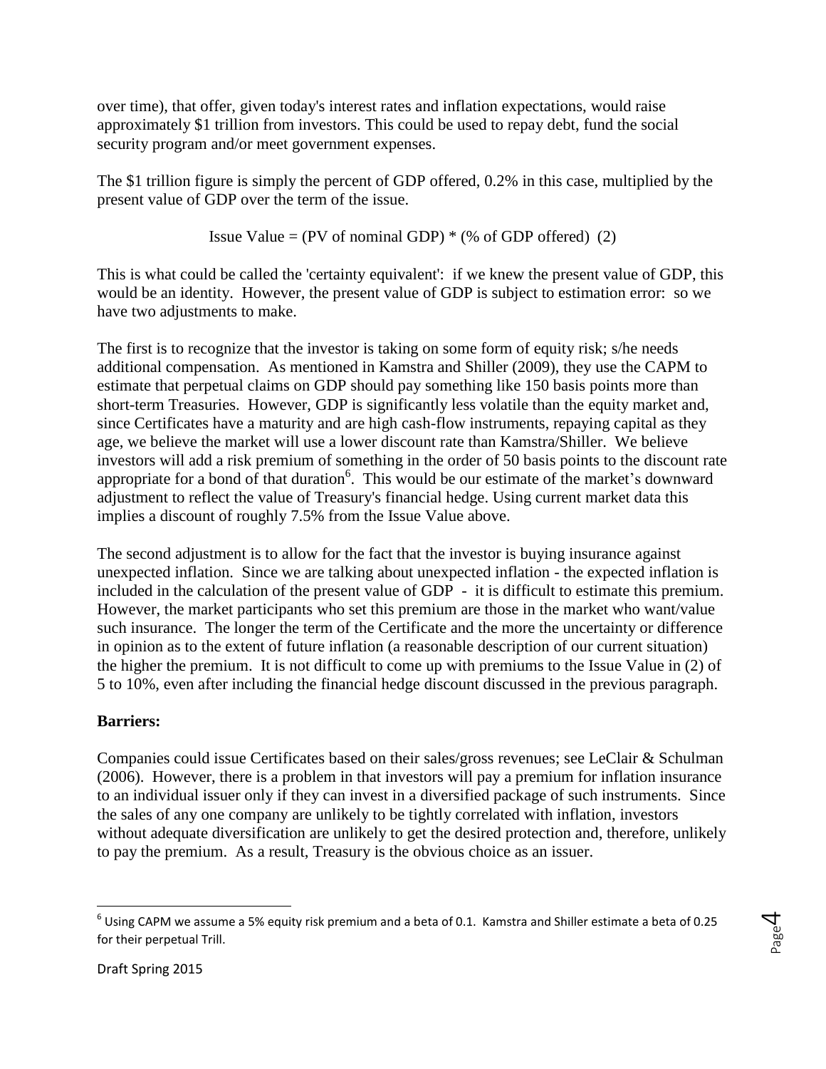over time), that offer, given today's interest rates and inflation expectations, would raise approximately $1 trillion from investors. This could be used to repay debt, fund the social security program and/or meet government expenses.

The $1 trillion figure is simply the percent of GDP offered, 0.2% in this case, multiplied by the present value of GDP over the term of the issue.

$$\text{Issue Value} = (\text{PV of nominal GDP}) * (\text{\% of GDP offered}) \quad (2)$$

This is what could be called the 'certainty equivalent': if we knew the present value of GDP, this would be an identity. However, the present value of GDP is subject to estimation error: so we have two adjustments to make.

The first is to recognize that the investor is taking on some form of equity risk; s/he needs additional compensation. As mentioned in Kamstra and Shiller (2009), they use the CAPM to estimate that perpetual claims on GDP should pay something like 150 basis points more than short-term Treasuries. However, GDP is significantly less volatile than the equity market and, since Certificates have a maturity and are high cash-flow instruments, repaying capital as they age, we believe the market will use a lower discount rate than Kamstra/Shiller. We believe investors will add a risk premium of something in the order of 50 basis points to the discount rate appropriate for a bond of that duration[6]. This would be our estimate of the market's downward adjustment to reflect the value of Treasury's financial hedge. Using current market data this implies a discount of roughly 7.5% from the Issue Value above.

The second adjustment is to allow for the fact that the investor is buying insurance against unexpected inflation. Since we are talking about unexpected inflation - the expected inflation is included in the calculation of the present value of GDP - it is difficult to estimate this premium. However, the market participants who set this premium are those in the market who want/value such insurance. The longer the term of the Certificate and the more the uncertainty or difference in opinion as to the extent of future inflation (a reasonable description of our current situation) the higher the premium. It is not difficult to come up with premiums to the Issue Value in (2) of 5 to 10%, even after including the financial hedge discount discussed in the previous paragraph.

**Barriers:**

Companies could issue Certificates based on their sales/gross revenues; see LeClair & Schulman (2006). However, there is a problem in that investors will pay a premium for inflation insurance to an individual issuer only if they can invest in a diversified package of such instruments. Since the sales of any one company are unlikely to be tightly correlated with inflation, investors without adequate diversification are unlikely to get the desired protection and, therefore, unlikely to pay the premium. As a result, Treasury is the obvious choice as an issuer.

---

[6] Using CAPM we assume a 5% equity risk premium and a beta of 0.1. Kamstra and Shiller estimate a beta of 0.25 for their perpetual Trill.

Draft Spring 2015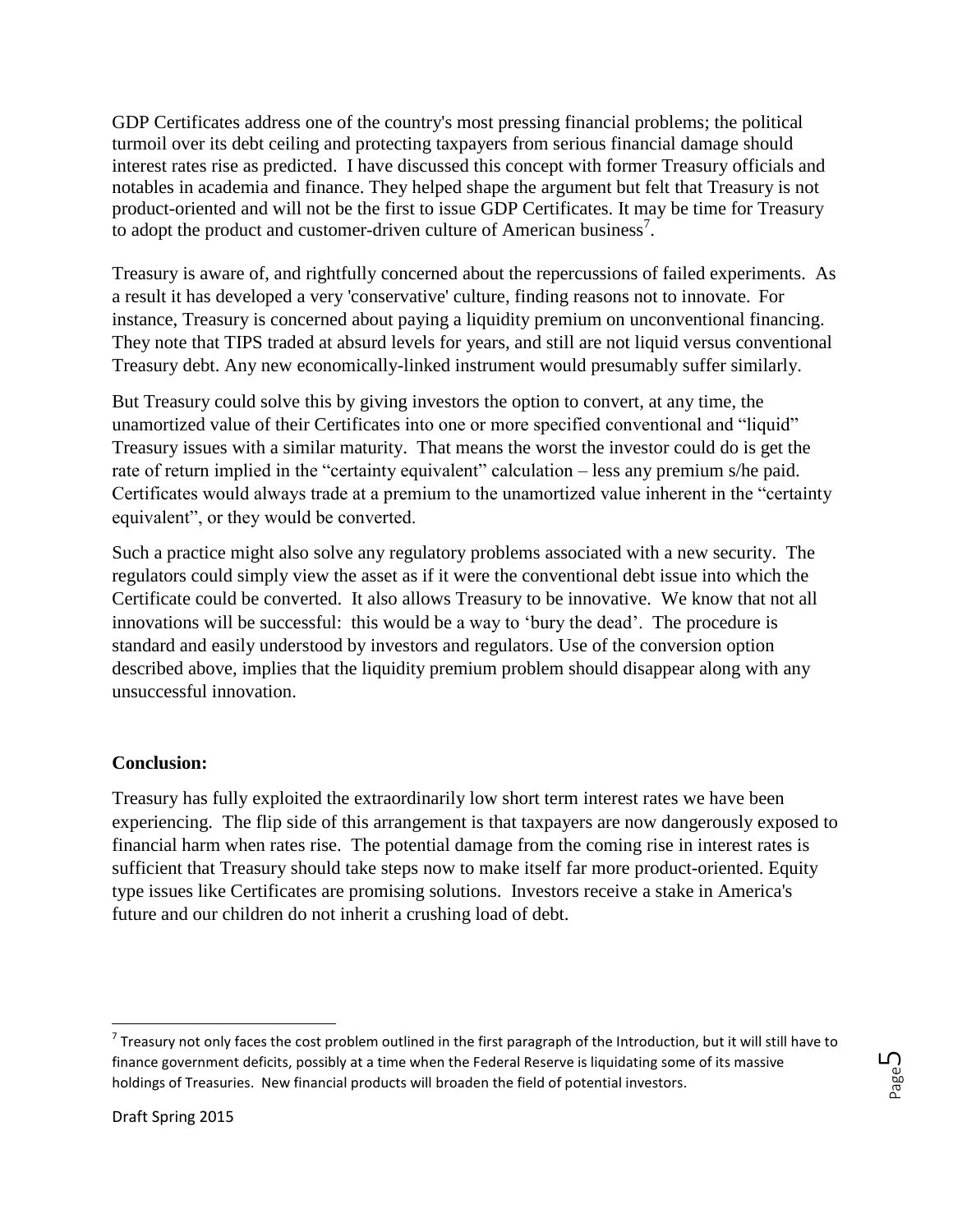GDP Certificates address one of the country's most pressing financial problems; the political turmoil over its debt ceiling and protecting taxpayers from serious financial damage should interest rates rise as predicted. I have discussed this concept with former Treasury officials and notables in academia and finance. They helped shape the argument but felt that Treasury is not product-oriented and will not be the first to issue GDP Certificates. It may be time for Treasury to adopt the product and customer-driven culture of American business[7].

Treasury is aware of, and rightfully concerned about the repercussions of failed experiments. As a result it has developed a very 'conservative' culture, finding reasons not to innovate. For instance, Treasury is concerned about paying a liquidity premium on unconventional financing. They note that TIPS traded at absurd levels for years, and still are not liquid versus conventional Treasury debt. Any new economically-linked instrument would presumably suffer similarly.

But Treasury could solve this by giving investors the option to convert, at any time, the unamortized value of their Certificates into one or more specified conventional and "liquid" Treasury issues with a similar maturity. That means the worst the investor could do is get the rate of return implied in the "certainty equivalent" calculation – less any premium s/he paid. Certificates would always trade at a premium to the unamortized value inherent in the "certainty equivalent", or they would be converted.

Such a practice might also solve any regulatory problems associated with a new security. The regulators could simply view the asset as if it were the conventional debt issue into which the Certificate could be converted. It also allows Treasury to be innovative. We know that not all innovations will be successful: this would be a way to 'bury the dead'. The procedure is standard and easily understood by investors and regulators. Use of the conversion option described above, implies that the liquidity premium problem should disappear along with any unsuccessful innovation.

**Conclusion:**

Treasury has fully exploited the extraordinarily low short term interest rates we have been experiencing. The flip side of this arrangement is that taxpayers are now dangerously exposed to financial harm when rates rise. The potential damage from the coming rise in interest rates is sufficient that Treasury should take steps now to make itself far more product-oriented. Equity type issues like Certificates are promising solutions. Investors receive a stake in America's future and our children do not inherit a crushing load of debt.

[7] Treasury not only faces the cost problem outlined in the first paragraph of the Introduction, but it will still have to finance government deficits, possibly at a time when the Federal Reserve is liquidating some of its massive holdings of Treasuries. New financial products will broaden the field of potential investors.

Draft Spring 2015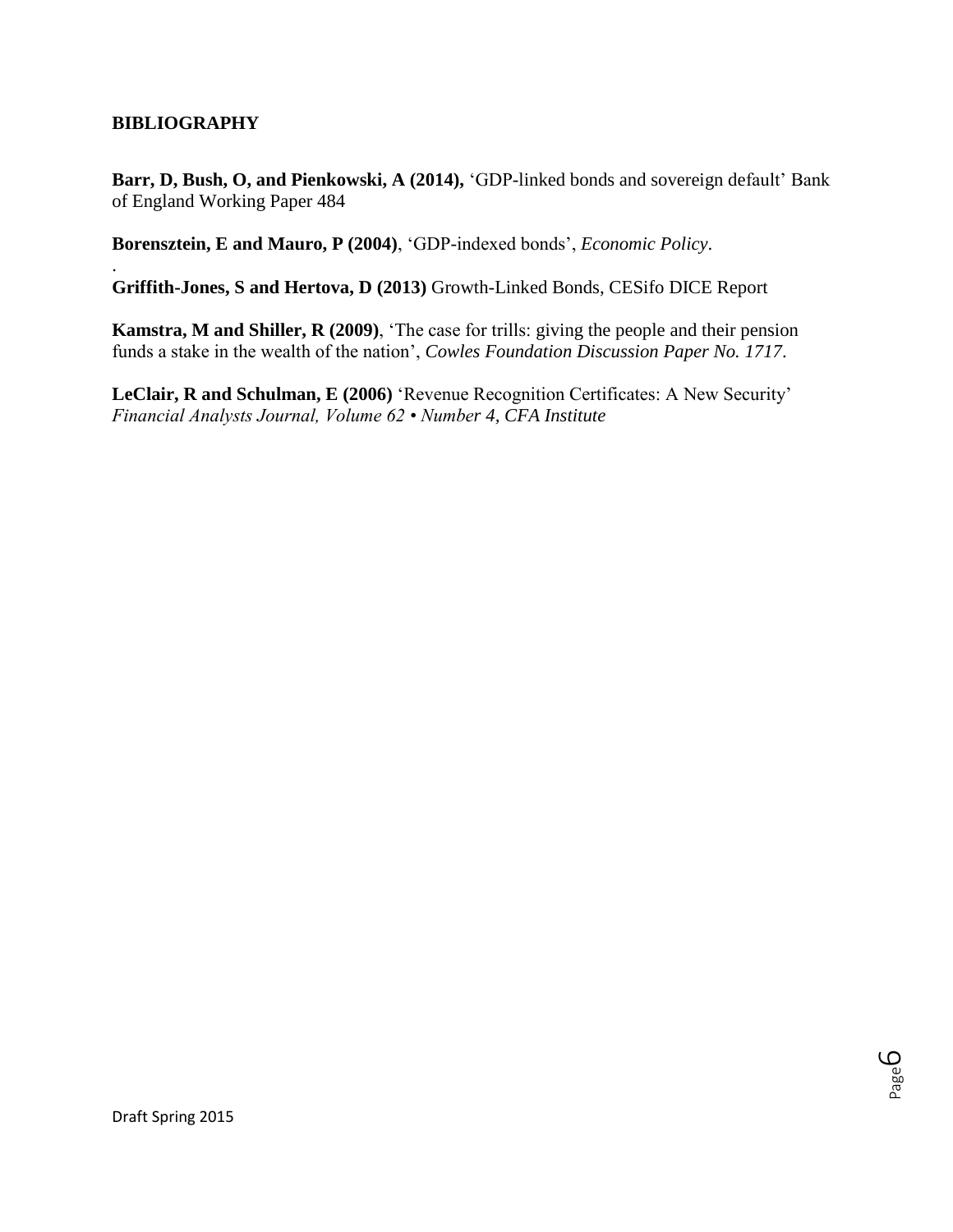## BIBLIOGRAPHY

**Barr, D, Bush, O, and Pienkowski, A (2014),** 'GDP-linked bonds and sovereign default' Bank of England Working Paper 484

**Borensztein, E and Mauro, P (2004)**, 'GDP-indexed bonds', *Economic Policy*.
.

**Griffith-Jones, S and Hertova, D (2013)** Growth-Linked Bonds, CESifo DICE Report

**Kamstra, M and Shiller, R (2009)**, 'The case for trills: giving the people and their pension funds a stake in the wealth of the nation', *Cowles Foundation Discussion Paper No. 1717*.

**LeClair, R and Schulman, E (2006)** 'Revenue Recognition Certificates: A New Security' *Financial Analysts Journal, Volume 62 • Number 4, CFA Institute*

Draft Spring 2015